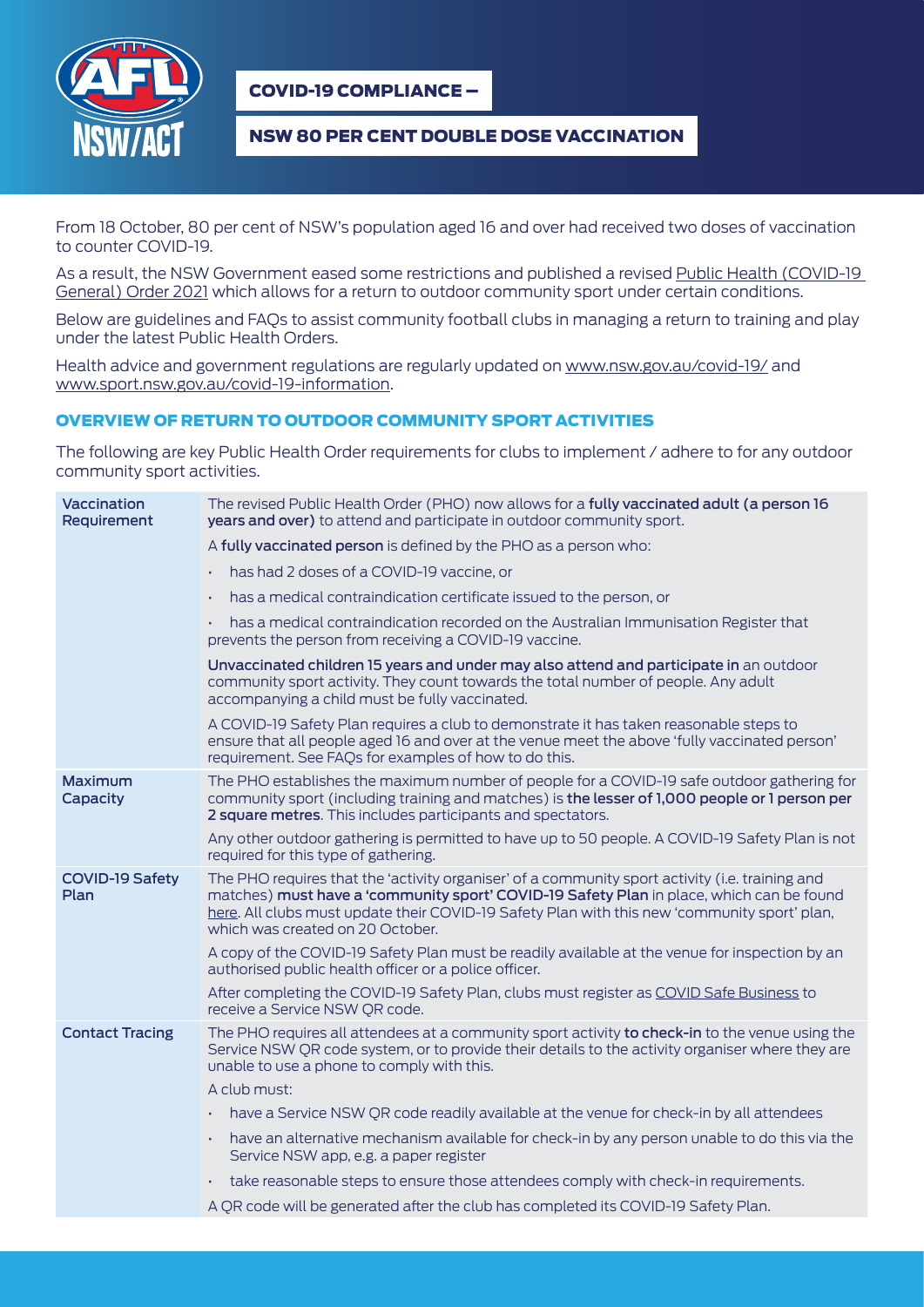# COVID-19 COMPLIANCE –

## NSW 80 PER CENT DOUBLE DOSE VACCINATION

From 18 October, 80 per cent of NSW's population aged 16 and over had received two doses of vaccination to counter COVID-19.

As a result, the NSW Government eased some restrictions and published a revised Public Health (COVID-19 General) Order 2021 which allows for a return to outdoor community sport under certain conditions.

Below are guidelines and FAQs to assist community football clubs in managing a return to training and play under the latest Public Health Orders.

Health advice and government regulations are regularly updated on www.nsw.gov.au/covid-19/ and www.sport.nsw.gov.au/covid-19-information.

### OVERVIEW OF RETURN TO OUTDOOR COMMUNITY SPORT ACTIVITIES

The following are key Public Health Order requirements for clubs to implement / adhere to for any outdoor community sport activities.

| | |
|---|---|
| **Vaccination Requirement** | The revised Public Health Order (PHO) now allows for a **fully vaccinated adult (a person 16 years and over)** to attend and participate in outdoor community sport.<br><br>A **fully vaccinated person** is defined by the PHO as a person who:<br>• has had 2 doses of a COVID-19 vaccine, or<br>• has a medical contraindication certificate issued to the person, or<br>• has a medical contraindication recorded on the Australian Immunisation Register that prevents the person from receiving a COVID-19 vaccine.<br><br>**Unvaccinated children 15 years and under may also attend and participate in** an outdoor community sport activity. They count towards the total number of people. Any adult accompanying a child must be fully vaccinated.<br><br>A COVID-19 Safety Plan requires a club to demonstrate it has taken reasonable steps to ensure that all people aged 16 and over at the venue meet the above 'fully vaccinated person' requirement. See FAQs for examples of how to do this. |
| **Maximum Capacity** | The PHO establishes the maximum number of people for a COVID-19 safe outdoor gathering for community sport (including training and matches) is **the lesser of 1,000 people or 1 person per 2 square metres**. This includes participants and spectators.<br><br>Any other outdoor gathering is permitted to have up to 50 people. A COVID-19 Safety Plan is not required for this type of gathering. |
| **COVID-19 Safety Plan** | The PHO requires that the 'activity organiser' of a community sport activity (i.e. training and matches) **must have a 'community sport' COVID-19 Safety Plan** in place, which can be found here. All clubs must update their COVID-19 Safety Plan with this new 'community sport' plan, which was created on 20 October.<br><br>A copy of the COVID-19 Safety Plan must be readily available at the venue for inspection by an authorised public health officer or a police officer.<br><br>After completing the COVID-19 Safety Plan, clubs must register as COVID Safe Business to receive a Service NSW QR code. |
| **Contact Tracing** | The PHO requires all attendees at a community sport activity **to check-in** to the venue using the Service NSW QR code system, or to provide their details to the activity organiser where they are unable to use a phone to comply with this.<br><br>A club must:<br>• have a Service NSW QR code readily available at the venue for check-in by all attendees<br>• have an alternative mechanism available for check-in by any person unable to do this via the Service NSW app, e.g. a paper register<br>• take reasonable steps to ensure those attendees comply with check-in requirements.<br><br>A QR code will be generated after the club has completed its COVID-19 Safety Plan. |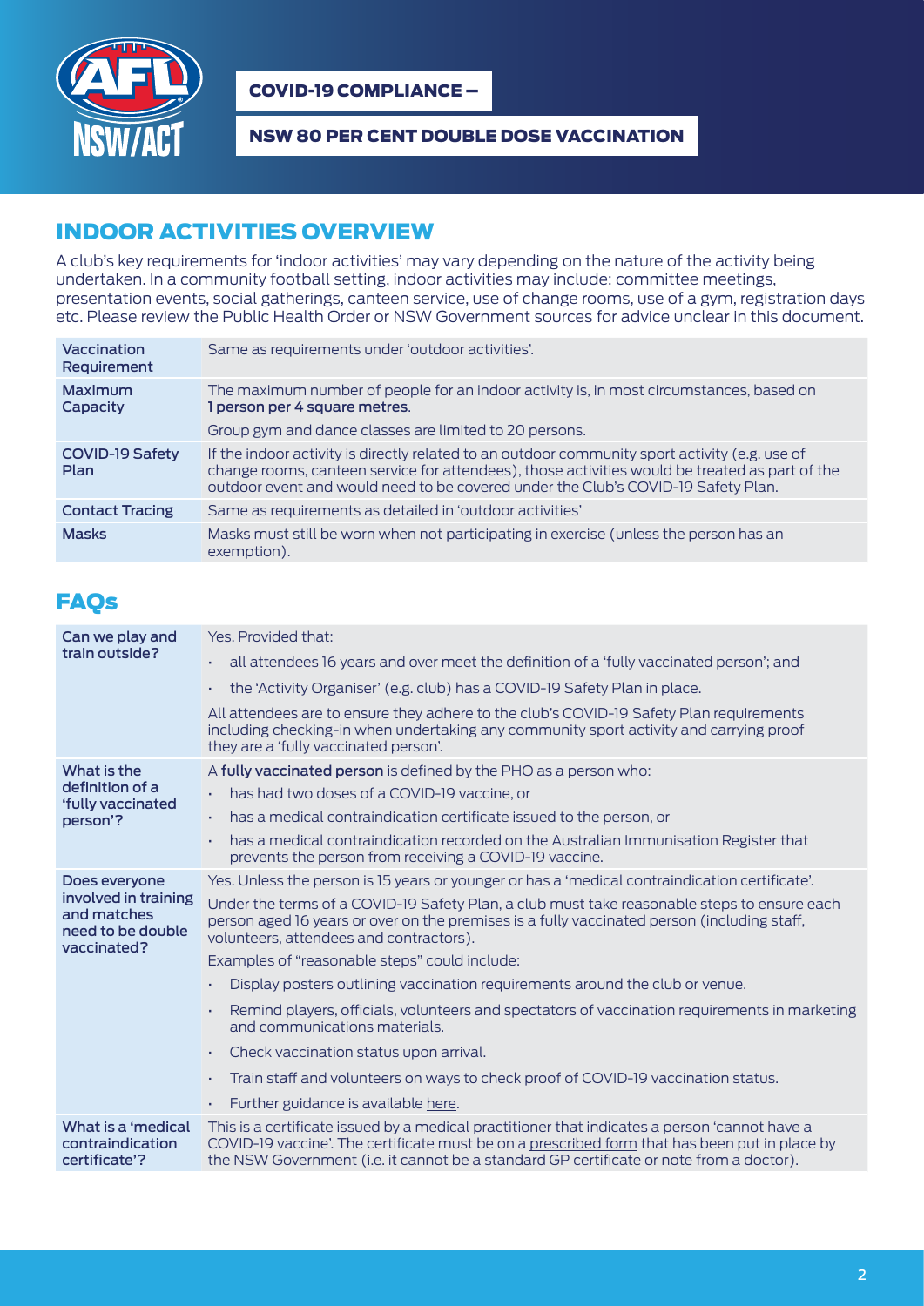**COVID-19 COMPLIANCE –**

**NSW 80 PER CENT DOUBLE DOSE VACCINATION**

## INDOOR ACTIVITIES OVERVIEW

A club's key requirements for 'indoor activities' may vary depending on the nature of the activity being undertaken. In a community football setting, indoor activities may include: committee meetings, presentation events, social gatherings, canteen service, use of change rooms, use of a gym, registration days etc. Please review the Public Health Order or NSW Government sources for advice unclear in this document.

| | |
|---|---|
| **Vaccination Requirement** | Same as requirements under 'outdoor activities'. |
| **Maximum Capacity** | The maximum number of people for an indoor activity is, in most circumstances, based on **1 person per 4 square metres**.<br><br>Group gym and dance classes are limited to 20 persons. |
| **COVID-19 Safety Plan** | If the indoor activity is directly related to an outdoor community sport activity (e.g. use of change rooms, canteen service for attendees), those activities would be treated as part of the outdoor event and would need to be covered under the Club's COVID-19 Safety Plan. |
| **Contact Tracing** | Same as requirements as detailed in 'outdoor activities' |
| **Masks** | Masks must still be worn when not participating in exercise (unless the person has an exemption). |

## FAQs

| | |
|---|---|
| **Can we play and train outside?** | Yes. Provided that:<br>• all attendees 16 years and over meet the definition of a 'fully vaccinated person'; and<br>• the 'Activity Organiser' (e.g. club) has a COVID-19 Safety Plan in place.<br><br>All attendees are to ensure they adhere to the club's COVID-19 Safety Plan requirements including checking-in when undertaking any community sport activity and carrying proof they are a 'fully vaccinated person'. |
| **What is the definition of a 'fully vaccinated person'?** | A **fully vaccinated person** is defined by the PHO as a person who:<br>• has had two doses of a COVID-19 vaccine, or<br>• has a medical contraindication certificate issued to the person, or<br>• has a medical contraindication recorded on the Australian Immunisation Register that prevents the person from receiving a COVID-19 vaccine. |
| **Does everyone involved in training and matches need to be double vaccinated?** | Yes. Unless the person is 15 years or younger or has a 'medical contraindication certificate'.<br><br>Under the terms of a COVID-19 Safety Plan, a club must take reasonable steps to ensure each person aged 16 years or over on the premises is a fully vaccinated person (including staff, volunteers, attendees and contractors).<br><br>Examples of "reasonable steps" could include:<br>• Display posters outlining vaccination requirements around the club or venue.<br>• Remind players, officials, volunteers and spectators of vaccination requirements in marketing and communications materials.<br>• Check vaccination status upon arrival.<br>• Train staff and volunteers on ways to check proof of COVID-19 vaccination status.<br>• Further guidance is available here. |
| **What is a 'medical contraindication certificate'?** | This is a certificate issued by a medical practitioner that indicates a person 'cannot have a COVID-19 vaccine'. The certificate must be on a prescribed form that has been put in place by the NSW Government (i.e. it cannot be a standard GP certificate or note from a doctor). |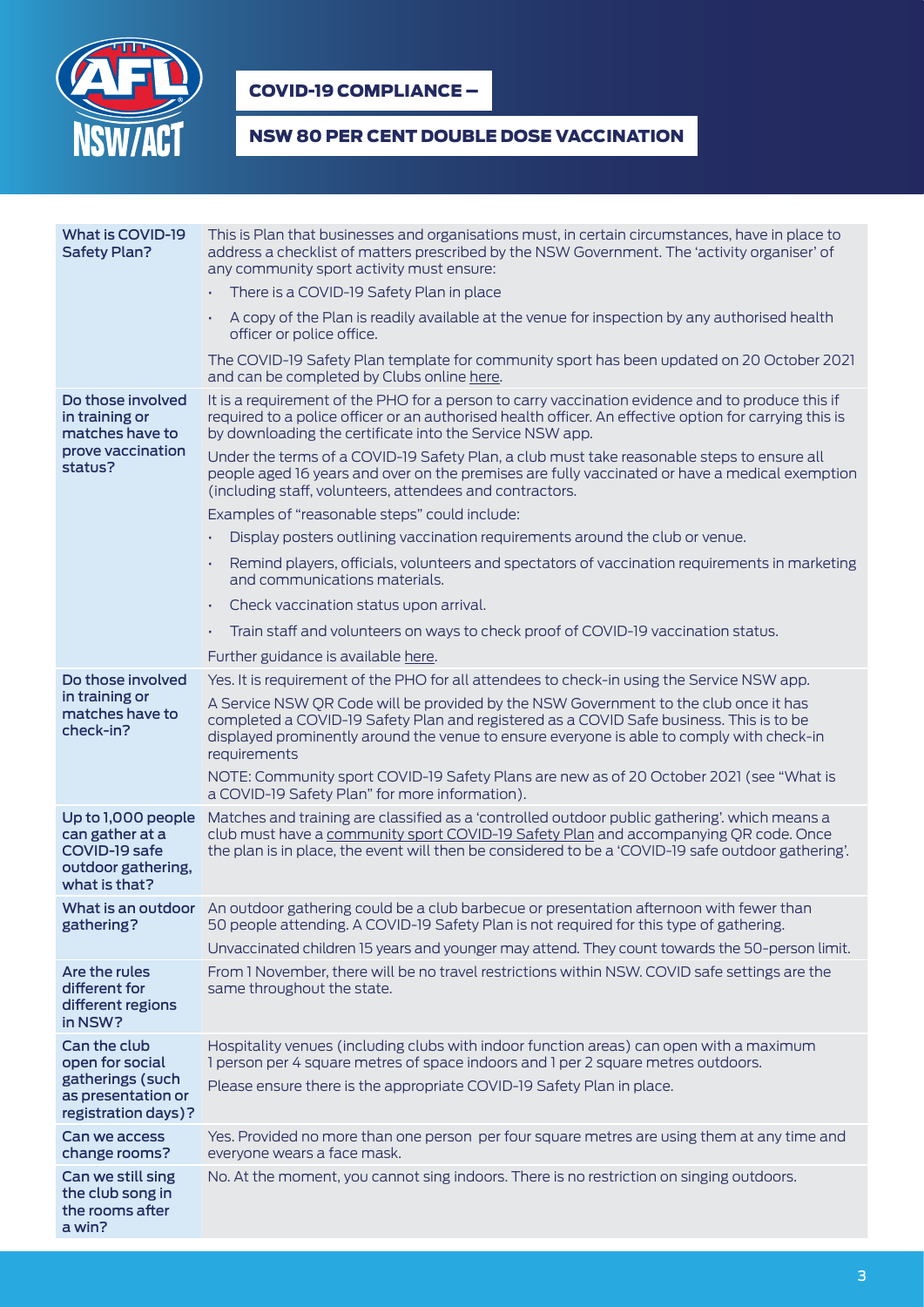# COVID-19 COMPLIANCE –

## NSW 80 PER CENT DOUBLE DOSE VACCINATION

| | |
|---|---|
| **What is COVID-19 Safety Plan?** | This is Plan that businesses and organisations must, in certain circumstances, have in place to address a checklist of matters prescribed by the NSW Government. The 'activity organiser' of any community sport activity must ensure:<br>• There is a COVID-19 Safety Plan in place<br>• A copy of the Plan is readily available at the venue for inspection by any authorised health officer or police office.<br>The COVID-19 Safety Plan template for community sport has been updated on 20 October 2021 and can be completed by Clubs online here. |
| **Do those involved in training or matches have to prove vaccination status?** | It is a requirement of the PHO for a person to carry vaccination evidence and to produce this if required to a police officer or an authorised health officer. An effective option for carrying this is by downloading the certificate into the Service NSW app.<br>Under the terms of a COVID-19 Safety Plan, a club must take reasonable steps to ensure all people aged 16 years and over on the premises are fully vaccinated or have a medical exemption (including staff, volunteers, attendees and contractors.<br>Examples of "reasonable steps" could include:<br>• Display posters outlining vaccination requirements around the club or venue.<br>• Remind players, officials, volunteers and spectators of vaccination requirements in marketing and communications materials.<br>• Check vaccination status upon arrival.<br>• Train staff and volunteers on ways to check proof of COVID-19 vaccination status.<br>Further guidance is available here. |
| **Do those involved in training or matches have to check-in?** | Yes. It is requirement of the PHO for all attendees to check-in using the Service NSW app.<br>A Service NSW QR Code will be provided by the NSW Government to the club once it has completed a COVID-19 Safety Plan and registered as a COVID Safe business. This is to be displayed prominently around the venue to ensure everyone is able to comply with check-in requirements<br>NOTE: Community sport COVID-19 Safety Plans are new as of 20 October 2021 (see "What is a COVID-19 Safety Plan" for more information). |
| **Up to 1,000 people can gather at a COVID-19 safe outdoor gathering, what is that?** | Matches and training are classified as a 'controlled outdoor public gathering'. which means a club must have a community sport COVID-19 Safety Plan and accompanying QR code. Once the plan is in place, the event will then be considered to be a 'COVID-19 safe outdoor gathering'. |
| **What is an outdoor gathering?** | An outdoor gathering could be a club barbecue or presentation afternoon with fewer than 50 people attending. A COVID-19 Safety Plan is not required for this type of gathering.<br>Unvaccinated children 15 years and younger may attend. They count towards the 50-person limit. |
| **Are the rules different for different regions in NSW?** | From 1 November, there will be no travel restrictions within NSW. COVID safe settings are the same throughout the state. |
| **Can the club open for social gatherings (such as presentation or registration days)?** | Hospitality venues (including clubs with indoor function areas) can open with a maximum 1 person per 4 square metres of space indoors and 1 per 2 square metres outdoors.<br>Please ensure there is the appropriate COVID-19 Safety Plan in place. |
| **Can we access change rooms?** | Yes. Provided no more than one person per four square metres are using them at any time and everyone wears a face mask. |
| **Can we still sing the club song in the rooms after a win?** | No. At the moment, you cannot sing indoors. There is no restriction on singing outdoors. |